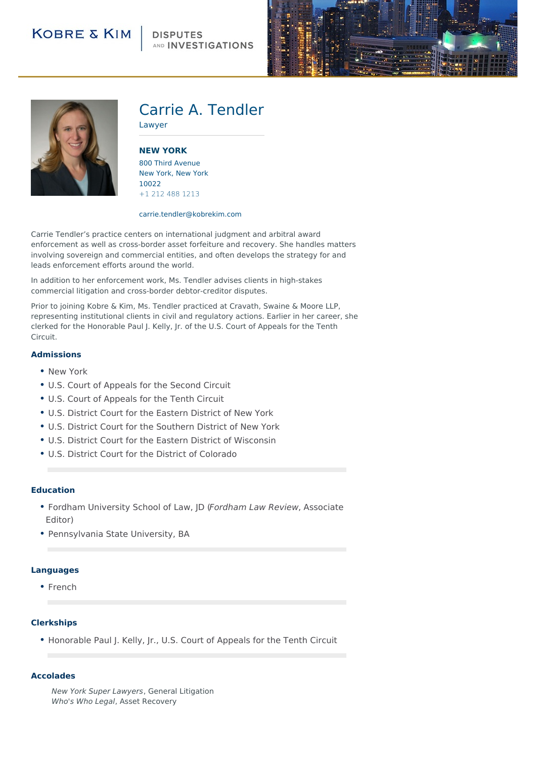KOBRE & KIM | DISPUTES AND INVESTIGATIONS

# Carrie A. Tendler

Lawyer

**NEW YORK**

800 Third Avenue
New York, New York
10022
+1 212 488 1213

carrie.tendler@kobrekim.com

Carrie Tendler's practice centers on international judgment and arbitral award enforcement as well as cross-border asset forfeiture and recovery. She handles matters involving sovereign and commercial entities, and often develops the strategy for and leads enforcement efforts around the world.

In addition to her enforcement work, Ms. Tendler advises clients in high-stakes commercial litigation and cross-border debtor-creditor disputes.

Prior to joining Kobre & Kim, Ms. Tendler practiced at Cravath, Swaine & Moore LLP, representing institutional clients in civil and regulatory actions. Earlier in her career, she clerked for the Honorable Paul J. Kelly, Jr. of the U.S. Court of Appeals for the Tenth Circuit.

## Admissions

- New York
- U.S. Court of Appeals for the Second Circuit
- U.S. Court of Appeals for the Tenth Circuit
- U.S. District Court for the Eastern District of New York
- U.S. District Court for the Southern District of New York
- U.S. District Court for the Eastern District of Wisconsin
- U.S. District Court for the District of Colorado

## Education

- Fordham University School of Law, JD (*Fordham Law Review*, Associate Editor)
- Pennsylvania State University, BA

## Languages

- French

## Clerkships

- Honorable Paul J. Kelly, Jr., U.S. Court of Appeals for the Tenth Circuit

## Accolades

*New York Super Lawyers*, General Litigation
*Who's Who Legal*, Asset Recovery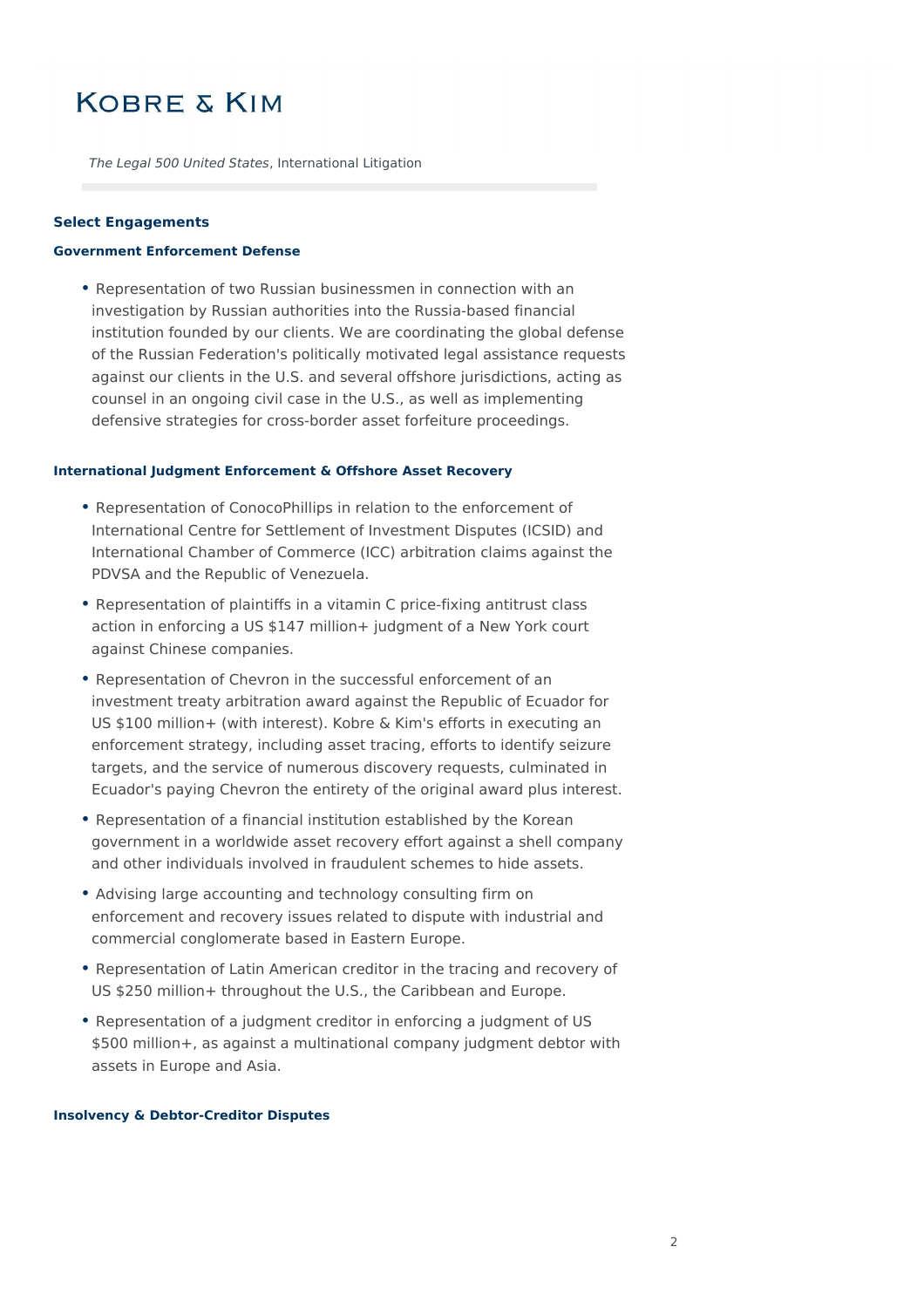# KOBRE & KIM

*The Legal 500 United States*, International Litigation

## Select Engagements

### Government Enforcement Defense

- Representation of two Russian businessmen in connection with an investigation by Russian authorities into the Russia-based financial institution founded by our clients. We are coordinating the global defense of the Russian Federation's politically motivated legal assistance requests against our clients in the U.S. and several offshore jurisdictions, acting as counsel in an ongoing civil case in the U.S., as well as implementing defensive strategies for cross-border asset forfeiture proceedings.

### International Judgment Enforcement & Offshore Asset Recovery

- Representation of ConocoPhillips in relation to the enforcement of International Centre for Settlement of Investment Disputes (ICSID) and International Chamber of Commerce (ICC) arbitration claims against the PDVSA and the Republic of Venezuela.
- Representation of plaintiffs in a vitamin C price-fixing antitrust class action in enforcing a US $147 million+ judgment of a New York court against Chinese companies.
- Representation of Chevron in the successful enforcement of an investment treaty arbitration award against the Republic of Ecuador for US $100 million+ (with interest). Kobre & Kim's efforts in executing an enforcement strategy, including asset tracing, efforts to identify seizure targets, and the service of numerous discovery requests, culminated in Ecuador's paying Chevron the entirety of the original award plus interest.
- Representation of a financial institution established by the Korean government in a worldwide asset recovery effort against a shell company and other individuals involved in fraudulent schemes to hide assets.
- Advising large accounting and technology consulting firm on enforcement and recovery issues related to dispute with industrial and commercial conglomerate based in Eastern Europe.
- Representation of Latin American creditor in the tracing and recovery of US $250 million+ throughout the U.S., the Caribbean and Europe.
- Representation of a judgment creditor in enforcing a judgment of US $500 million+, as against a multinational company judgment debtor with assets in Europe and Asia.

### Insolvency & Debtor-Creditor Disputes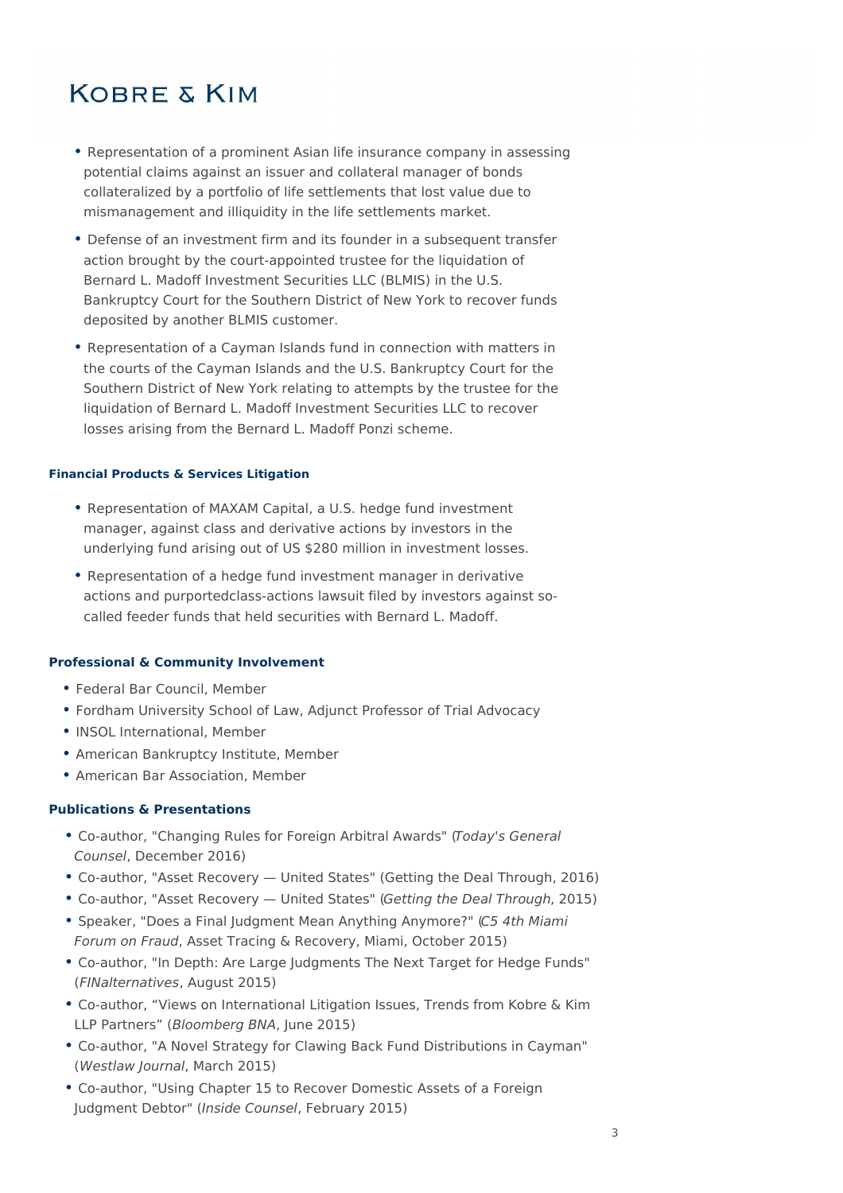- Representation of a prominent Asian life insurance company in assessing potential claims against an issuer and collateral manager of bonds collateralized by a portfolio of life settlements that lost value due to mismanagement and illiquidity in the life settlements market.
- Defense of an investment firm and its founder in a subsequent transfer action brought by the court-appointed trustee for the liquidation of Bernard L. Madoff Investment Securities LLC (BLMIS) in the U.S. Bankruptcy Court for the Southern District of New York to recover funds deposited by another BLMIS customer.
- Representation of a Cayman Islands fund in connection with matters in the courts of the Cayman Islands and the U.S. Bankruptcy Court for the Southern District of New York relating to attempts by the trustee for the liquidation of Bernard L. Madoff Investment Securities LLC to recover losses arising from the Bernard L. Madoff Ponzi scheme.

#### Financial Products & Services Litigation

- Representation of MAXAM Capital, a U.S. hedge fund investment manager, against class and derivative actions by investors in the underlying fund arising out of US $280 million in investment losses.
- Representation of a hedge fund investment manager in derivative actions and purportedclass-actions lawsuit filed by investors against so-called feeder funds that held securities with Bernard L. Madoff.

#### Professional & Community Involvement

- Federal Bar Council, Member
- Fordham University School of Law, Adjunct Professor of Trial Advocacy
- INSOL International, Member
- American Bankruptcy Institute, Member
- American Bar Association, Member

#### Publications & Presentations

- Co-author, "Changing Rules for Foreign Arbitral Awards" (*Today's General Counsel*, December 2016)
- Co-author, "Asset Recovery — United States" (Getting the Deal Through, 2016)
- Co-author, "Asset Recovery — United States" (*Getting the Deal Through*, 2015)
- Speaker, "Does a Final Judgment Mean Anything Anymore?" (*C5 4th Miami Forum on Fraud*, Asset Tracing & Recovery, Miami, October 2015)
- Co-author, "In Depth: Are Large Judgments The Next Target for Hedge Funds" (*FINalternatives*, August 2015)
- Co-author, "Views on International Litigation Issues, Trends from Kobre & Kim LLP Partners" (*Bloomberg BNA*, June 2015)
- Co-author, "A Novel Strategy for Clawing Back Fund Distributions in Cayman" (*Westlaw Journal*, March 2015)
- Co-author, "Using Chapter 15 to Recover Domestic Assets of a Foreign Judgment Debtor" (*Inside Counsel*, February 2015)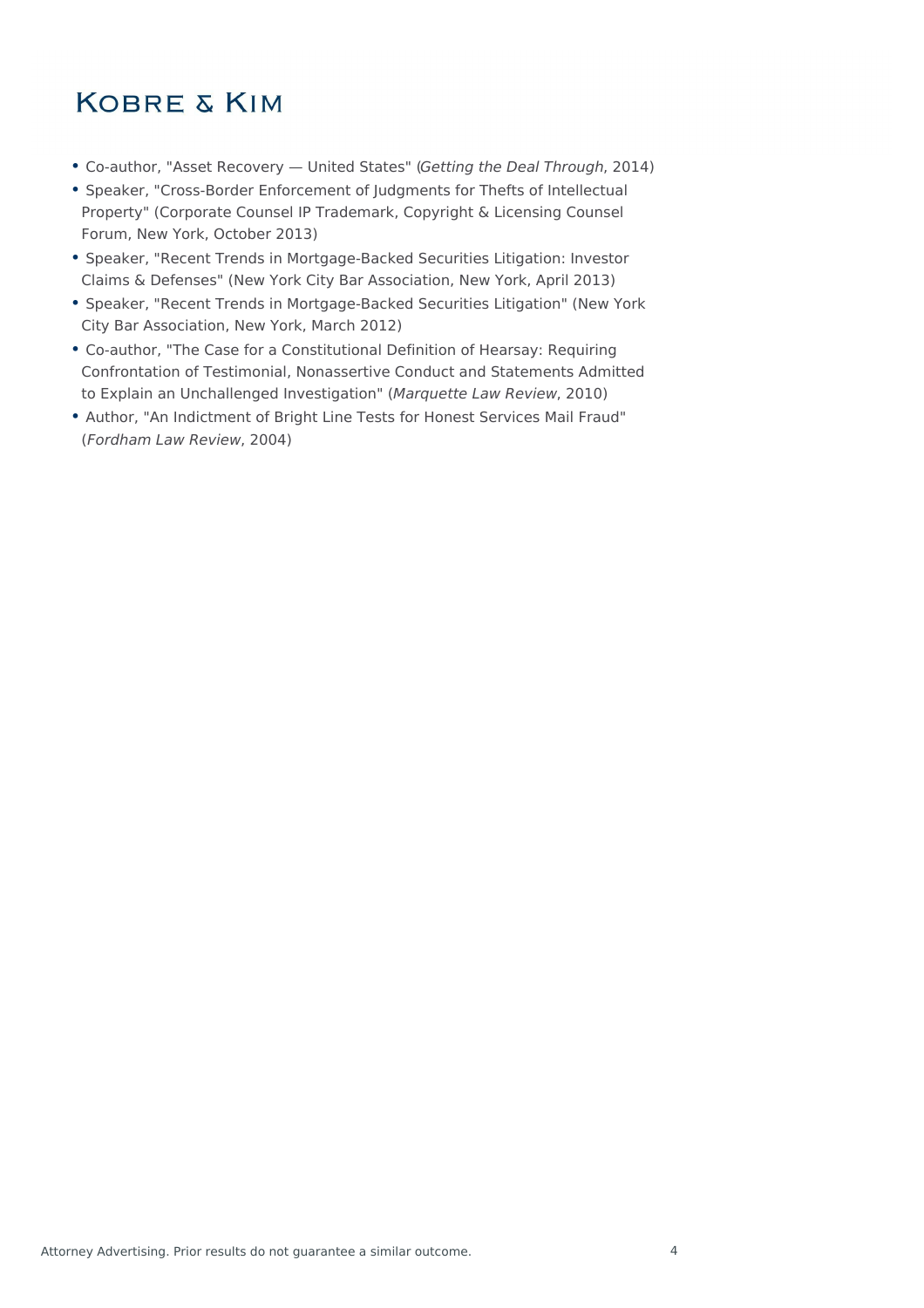- Co-author, "Asset Recovery — United States" (*Getting the Deal Through*, 2014)
- Speaker, "Cross-Border Enforcement of Judgments for Thefts of Intellectual Property" (Corporate Counsel IP Trademark, Copyright & Licensing Counsel Forum, New York, October 2013)
- Speaker, "Recent Trends in Mortgage-Backed Securities Litigation: Investor Claims & Defenses" (New York City Bar Association, New York, April 2013)
- Speaker, "Recent Trends in Mortgage-Backed Securities Litigation" (New York City Bar Association, New York, March 2012)
- Co-author, "The Case for a Constitutional Definition of Hearsay: Requiring Confrontation of Testimonial, Nonassertive Conduct and Statements Admitted to Explain an Unchallenged Investigation" (*Marquette Law Review*, 2010)
- Author, "An Indictment of Bright Line Tests for Honest Services Mail Fraud" (*Fordham Law Review*, 2004)